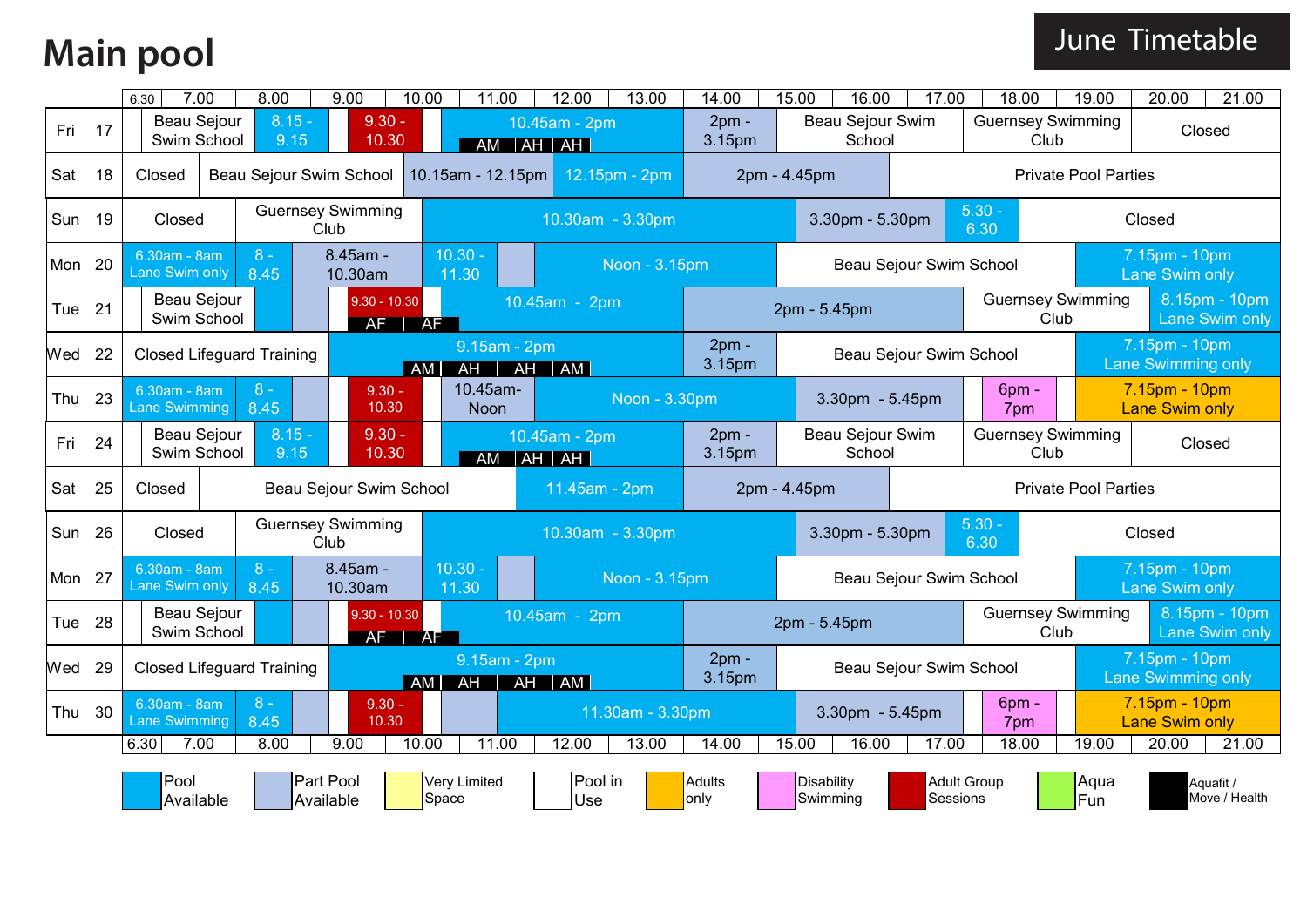# Main pool

June Timetable

| Day | Date | Timetable (6.30 – 21.00) |
|---|---|---|
| Fri | 17 | Beau Sejour Swim School · 8.15 - 9.15 · 9.30 - 10.30 · 10.45am - 2pm (AM / AH / AH) · 2pm - 3.15pm · Beau Sejour Swim School · Guernsey Swimming Club · Closed |
| Sat | 18 | Closed · Beau Sejour Swim School · 10.15am - 12.15pm · 12.15pm - 2pm · 2pm - 4.45pm · Private Pool Parties |
| Sun | 19 | Closed · Guernsey Swimming Club · 10.30am - 3.30pm · 3.30pm - 5.30pm · 5.30 - 6.30 · Closed |
| Mon | 20 | 6.30am - 8am Lane Swim only · 8 - 8.45 · 8.45am - 10.30am · 10.30 - 11.30 · Noon - 3.15pm · Beau Sejour Swim School · 7.15pm - 10pm Lane Swim only |
| Tue | 21 | Beau Sejour Swim School · 9.30 - 10.30 (AF / AF) · 10.45am - 2pm · 2pm - 5.45pm · Guernsey Swimming Club · 8.15pm - 10pm Lane Swim only |
| Wed | 22 | Closed Lifeguard Training · 9.15am - 2pm (AM / AH / AH / AM) · 2pm - 3.15pm · Beau Sejour Swim School · 7.15pm - 10pm Lane Swimming only |
| Thu | 23 | 6.30am - 8am Lane Swimming · 8 - 8.45 · 9.30 - 10.30 · 10.45am- Noon · Noon - 3.30pm · 3.30pm - 5.45pm · 6pm - 7pm · 7.15pm - 10pm Lane Swim only |
| Fri | 24 | Beau Sejour Swim School · 8.15 - 9.15 · 9.30 - 10.30 · 10.45am - 2pm (AM / AH / AH) · 2pm - 3.15pm · Beau Sejour Swim School · Guernsey Swimming Club · Closed |
| Sat | 25 | Closed · Beau Sejour Swim School · 11.45am - 2pm · 2pm - 4.45pm · Private Pool Parties |
| Sun | 26 | Closed · Guernsey Swimming Club · 10.30am - 3.30pm · 3.30pm - 5.30pm · 5.30 - 6.30 · Closed |
| Mon | 27 | 6.30am - 8am Lane Swim only · 8 - 8.45 · 8.45am - 10.30am · 10.30 - 11.30 · Noon - 3.15pm · Beau Sejour Swim School · 7.15pm - 10pm Lane Swim only |
| Tue | 28 | Beau Sejour Swim School · 9.30 - 10.30 (AF / AF) · 10.45am - 2pm · 2pm - 5.45pm · Guernsey Swimming Club · 8.15pm - 10pm Lane Swim only |
| Wed | 29 | Closed Lifeguard Training · 9.15am - 2pm (AM / AH / AH / AM) · 2pm - 3.15pm · Beau Sejour Swim School · 7.15pm - 10pm Lane Swimming only |
| Thu | 30 | 6.30am - 8am Lane Swimming · 8 - 8.45 · 9.30 - 10.30 · 11.30am - 3.30pm · 3.30pm - 5.45pm · 6pm - 7pm · 7.15pm - 10pm Lane Swim only |

Key: Pool Available · Part Pool Available · Very Limited Space · Pool in Use · Adults only · Disability Swimming · Adult Group Sessions · Aqua Fun · Aquafit / Move / Health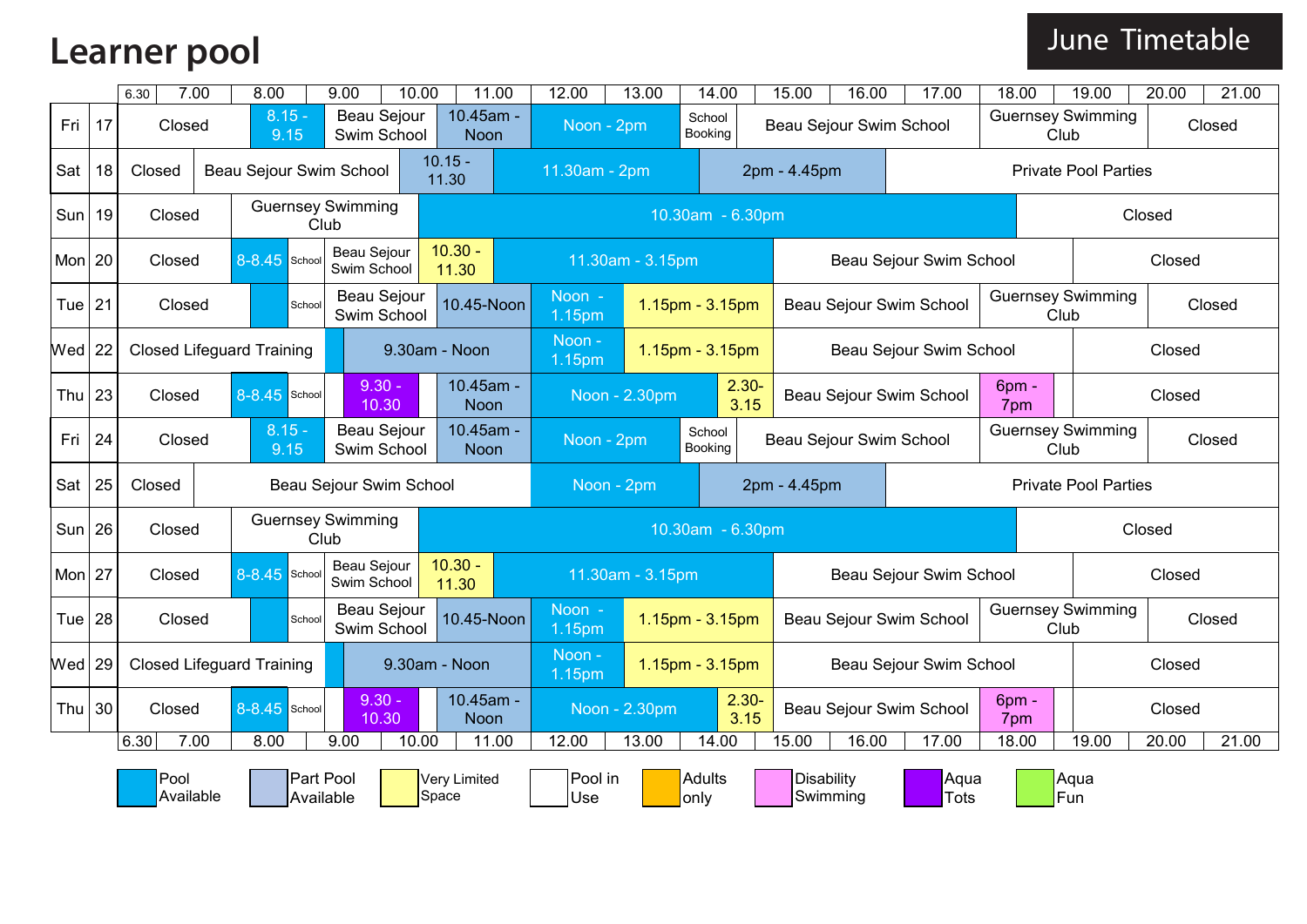# Learner pool

## June Timetable

| Day | Date | Schedule |
|---|---|---|
| Fri | 17 | Closed · 8.15 - 9.15 (Pool Available) · Beau Sejour Swim School · 10.45am - Noon (Part Pool Available) · Noon - 2pm (Pool Available) · School Booking · Beau Sejour Swim School · Guernsey Swimming Club · Closed |
| Sat | 18 | Closed · Beau Sejour Swim School · 10.15 - 11.30 (Part Pool Available) · 11.30am - 2pm (Pool Available) · 2pm - 4.45pm (Part Pool Available) · Private Pool Parties |
| Sun | 19 | Closed · Guernsey Swimming Club · 10.30am - 6.30pm (Pool Available) · Closed |
| Mon | 20 | Closed · 8-8.45 (Pool Available) · School · Beau Sejour Swim School · 10.30 - 11.30 (Very Limited Space) · 11.30am - 3.15pm (Pool Available) · Beau Sejour Swim School · Closed |
| Tue | 21 | Closed · (Pool Available) · School · Beau Sejour Swim School · 10.45-Noon (Part Pool Available) · Noon - 1.15pm (Pool Available) · 1.15pm - 3.15pm (Very Limited Space) · Beau Sejour Swim School · Guernsey Swimming Club · Closed |
| Wed | 22 | Closed Lifeguard Training · (Pool Available) · 9.30am - Noon (Part Pool Available) · Noon - 1.15pm (Pool Available) · 1.15pm - 3.15pm (Very Limited Space) · Beau Sejour Swim School · Closed |
| Thu | 23 | Closed · 8-8.45 (Pool Available) · School · 9.30 - 10.30 (Aqua Tots) · 10.45am - Noon (Part Pool Available) · Noon - 2.30pm (Pool Available) · 2.30-3.15 (Very Limited Space) · Beau Sejour Swim School · 6pm - 7pm (Disability Swimming) · Closed |
| Fri | 24 | Closed · 8.15 - 9.15 (Pool Available) · Beau Sejour Swim School · 10.45am - Noon (Part Pool Available) · Noon - 2pm (Pool Available) · School Booking · Beau Sejour Swim School · Guernsey Swimming Club · Closed |
| Sat | 25 | Closed · Beau Sejour Swim School · Noon - 2pm (Pool Available) · 2pm - 4.45pm (Part Pool Available) · Private Pool Parties |
| Sun | 26 | Closed · Guernsey Swimming Club · 10.30am - 6.30pm (Pool Available) · Closed |
| Mon | 27 | Closed · 8-8.45 (Pool Available) · School · Beau Sejour Swim School · 10.30 - 11.30 (Very Limited Space) · 11.30am - 3.15pm (Pool Available) · Beau Sejour Swim School · Closed |
| Tue | 28 | Closed · (Pool Available) · School · Beau Sejour Swim School · 10.45-Noon (Part Pool Available) · Noon - 1.15pm (Pool Available) · 1.15pm - 3.15pm (Very Limited Space) · Beau Sejour Swim School · Guernsey Swimming Club · Closed |
| Wed | 29 | Closed Lifeguard Training · (Pool Available) · 9.30am - Noon (Part Pool Available) · Noon - 1.15pm (Pool Available) · 1.15pm - 3.15pm (Very Limited Space) · Beau Sejour Swim School · Closed |
| Thu | 30 | Closed · 8-8.45 (Pool Available) · School · 9.30 - 10.30 (Aqua Tots) · 10.45am - Noon (Part Pool Available) · Noon - 2.30pm (Pool Available) · 2.30-3.15 (Very Limited Space) · Beau Sejour Swim School · 6pm - 7pm (Disability Swimming) · Closed |

Time axis: 6.30, 7.00, 8.00, 9.00, 10.00, 11.00, 12.00, 13.00, 14.00, 15.00, 16.00, 17.00, 18.00, 19.00, 20.00, 21.00

Key: Pool Available · Part Pool Available · Very Limited Space · Pool in Use · Adults only · Disability Swimming · Aqua Tots · Aqua Fun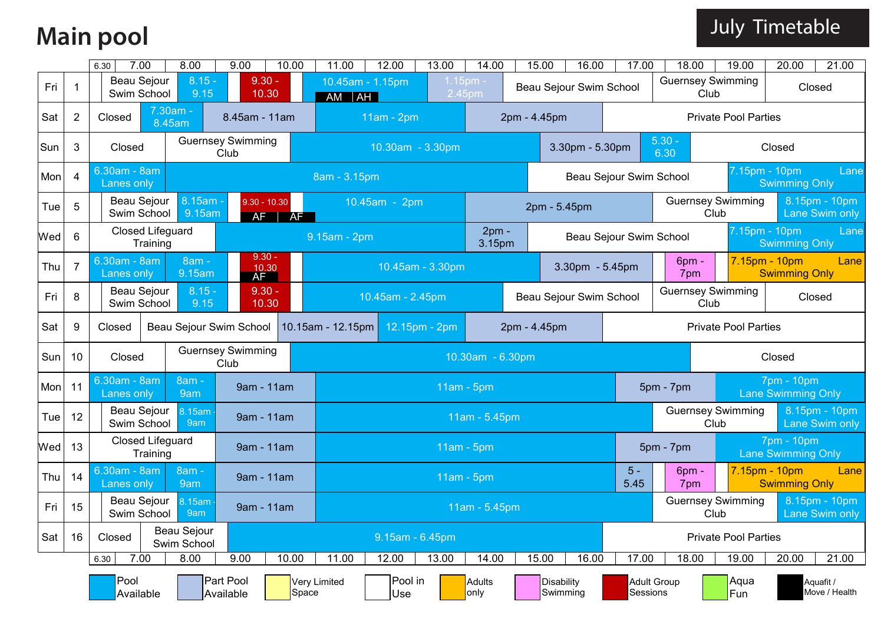# Main pool

## July Timetable

| Day | Date | Sessions |
|---|---|---|
| Fri | 1 | Beau Sejour Swim School; 8.15 - 9.15; 9.30 - 10.30; 10.45am - 1.15pm (AM / AH); 1.15pm - 2.45pm; Beau Sejour Swim School; Guernsey Swimming Club; Closed |
| Sat | 2 | Closed; 7.30am - 8.45am; 8.45am - 11am; 11am - 2pm; 2pm - 4.45pm; Private Pool Parties |
| Sun | 3 | Closed; Guernsey Swimming Club; 10.30am - 3.30pm; 3.30pm - 5.30pm; 5.30 - 6.30; Closed |
| Mon | 4 | 6.30am - 8am Lanes only; 8am - 3.15pm; Beau Sejour Swim School; 7.15pm - 10pm Lane Swimming Only |
| Tue | 5 | Beau Sejour Swim School; 8.15am - 9.15am; 9.30 - 10.30 (AF / AF); 10.45am - 2pm; 2pm - 5.45pm; Guernsey Swimming Club; 8.15pm - 10pm Lane Swim only |
| Wed | 6 | Closed Lifeguard Training; 9.15am - 2pm; 2pm - 3.15pm; Beau Sejour Swim School; 7.15pm - 10pm Lane Swimming Only |
| Thu | 7 | 6.30am - 8am Lanes only; 8am - 9.15am; 9.30 - 10.30 (AF); 10.45am - 3.30pm; 3.30pm - 5.45pm; 6pm - 7pm; 7.15pm - 10pm Lane Swimming Only |
| Fri | 8 | Beau Sejour Swim School; 8.15 - 9.15; 9.30 - 10.30; 10.45am - 2.45pm; Beau Sejour Swim School; Guernsey Swimming Club; Closed |
| Sat | 9 | Closed; Beau Sejour Swim School; 10.15am - 12.15pm; 12.15pm - 2pm; 2pm - 4.45pm; Private Pool Parties |
| Sun | 10 | Closed; Guernsey Swimming Club; 10.30am - 6.30pm; Closed |
| Mon | 11 | 6.30am - 8am Lanes only; 8am - 9am; 9am - 11am; 11am - 5pm; 5pm - 7pm; 7pm - 10pm Lane Swimming Only |
| Tue | 12 | Beau Sejour Swim School; 8.15am - 9am; 9am - 11am; 11am - 5.45pm; Guernsey Swimming Club; 8.15pm - 10pm Lane Swim only |
| Wed | 13 | Closed Lifeguard Training; 9am - 11am; 11am - 5pm; 5pm - 7pm; 7pm - 10pm Lane Swimming Only |
| Thu | 14 | 6.30am - 8am Lanes only; 8am - 9am; 9am - 11am; 11am - 5pm; 5 - 5.45; 6pm - 7pm; 7.15pm - 10pm Lane Swimming Only |
| Fri | 15 | Beau Sejour Swim School; 8.15am - 9am; 9am - 11am; 11am - 5.45pm; Guernsey Swimming Club; 8.15pm - 10pm Lane Swim only |
| Sat | 16 | Closed; Beau Sejour Swim School; 9.15am - 6.45pm; Private Pool Parties |

Key: Pool Available | Part Pool Available | Very Limited Space | Pool in Use | Adults only | Disability Swimming | Adult Group Sessions | Aqua Fun | Aquafit / Move / Health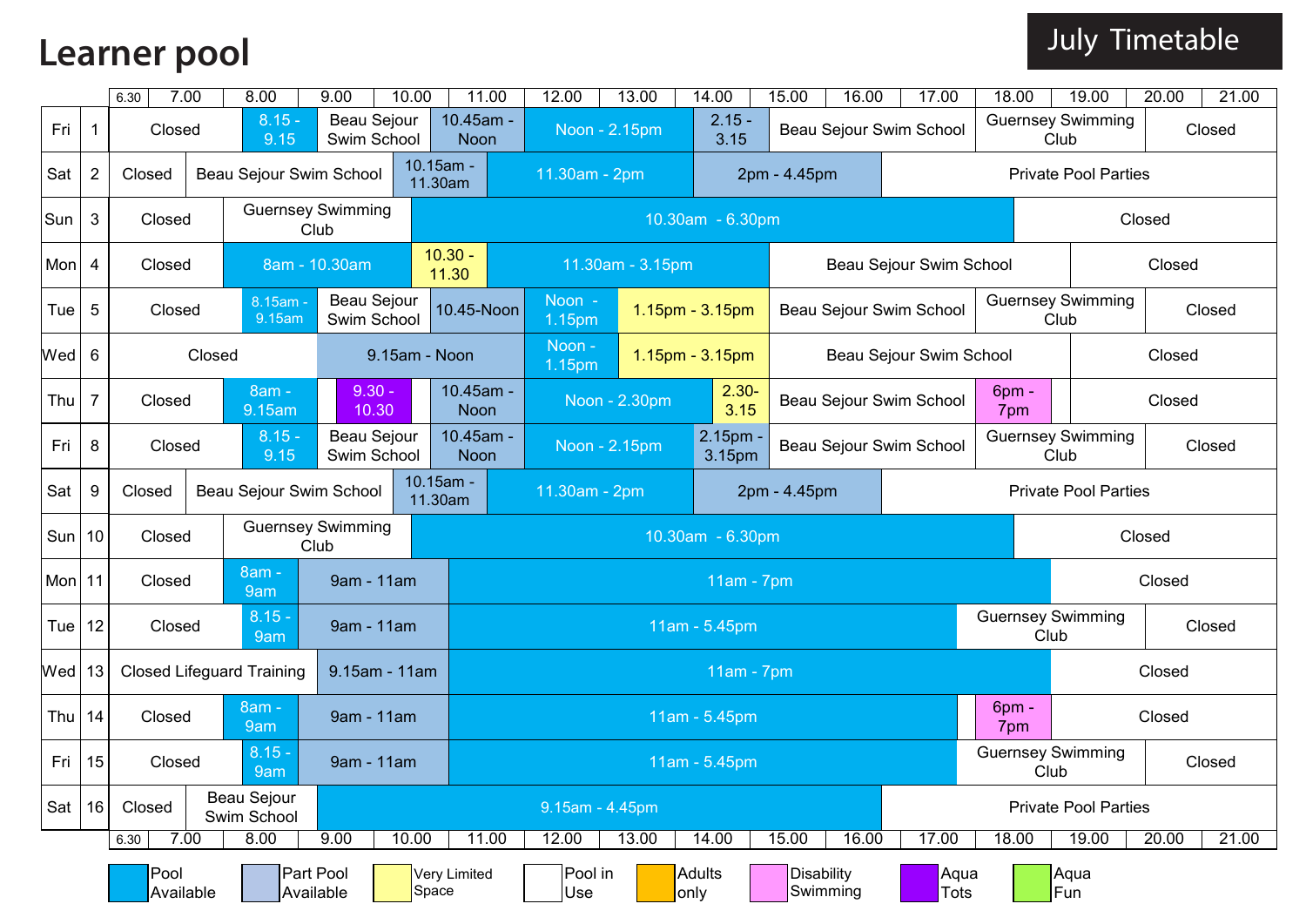# Learner pool

**July Timetable**

| Day | Date | Sessions |
|---|---|---|
| Fri | 1 | Closed · 8.15 - 9.15 · Beau Sejour Swim School · 10.45am - Noon · Noon - 2.15pm · 2.15 - 3.15 · Beau Sejour Swim School · Guernsey Swimming Club · Closed |
| Sat | 2 | Closed · Beau Sejour Swim School · 10.15am - 11.30am · 11.30am - 2pm · 2pm - 4.45pm · Private Pool Parties |
| Sun | 3 | Closed · Guernsey Swimming Club · 10.30am - 6.30pm · Closed |
| Mon | 4 | Closed · 8am - 10.30am · 10.30 - 11.30 · 11.30am - 3.15pm · Beau Sejour Swim School · Closed |
| Tue | 5 | Closed · 8.15am - 9.15am · Beau Sejour Swim School · 10.45-Noon · Noon - 1.15pm · 1.15pm - 3.15pm · Beau Sejour Swim School · Guernsey Swimming Club · Closed |
| Wed | 6 | Closed · 9.15am - Noon · Noon - 1.15pm · 1.15pm - 3.15pm · Beau Sejour Swim School · Closed |
| Thu | 7 | Closed · 8am - 9.15am · 9.30 - 10.30 · 10.45am - Noon · Noon - 2.30pm · 2.30- 3.15 · Beau Sejour Swim School · 6pm - 7pm · Closed |
| Fri | 8 | Closed · 8.15 - 9.15 · Beau Sejour Swim School · 10.45am - Noon · Noon - 2.15pm · 2.15pm - 3.15pm · Beau Sejour Swim School · Guernsey Swimming Club · Closed |
| Sat | 9 | Closed · Beau Sejour Swim School · 10.15am - 11.30am · 11.30am - 2pm · 2pm - 4.45pm · Private Pool Parties |
| Sun | 10 | Closed · Guernsey Swimming Club · 10.30am - 6.30pm · Closed |
| Mon | 11 | Closed · 8am - 9am · 9am - 11am · 11am - 7pm · Closed |
| Tue | 12 | Closed · 8.15 - 9am · 9am - 11am · 11am - 5.45pm · Guernsey Swimming Club · Closed |
| Wed | 13 | Closed Lifeguard Training · 9.15am - 11am · 11am - 7pm · Closed |
| Thu | 14 | Closed · 8am - 9am · 9am - 11am · 11am - 5.45pm · 6pm - 7pm · Closed |
| Fri | 15 | Closed · 8.15 - 9am · 9am - 11am · 11am - 5.45pm · Guernsey Swimming Club · Closed |
| Sat | 16 | Closed · Beau Sejour Swim School · 9.15am - 4.45pm · Private Pool Parties |

Time axis: 6.30, 7.00, 8.00, 9.00, 10.00, 11.00, 12.00, 13.00, 14.00, 15.00, 16.00, 17.00, 18.00, 19.00, 20.00, 21.00

Key: Pool Available · Part Pool Available · Very Limited Space · Pool in Use · Adults only · Disability Swimming · Aqua Tots · Aqua Fun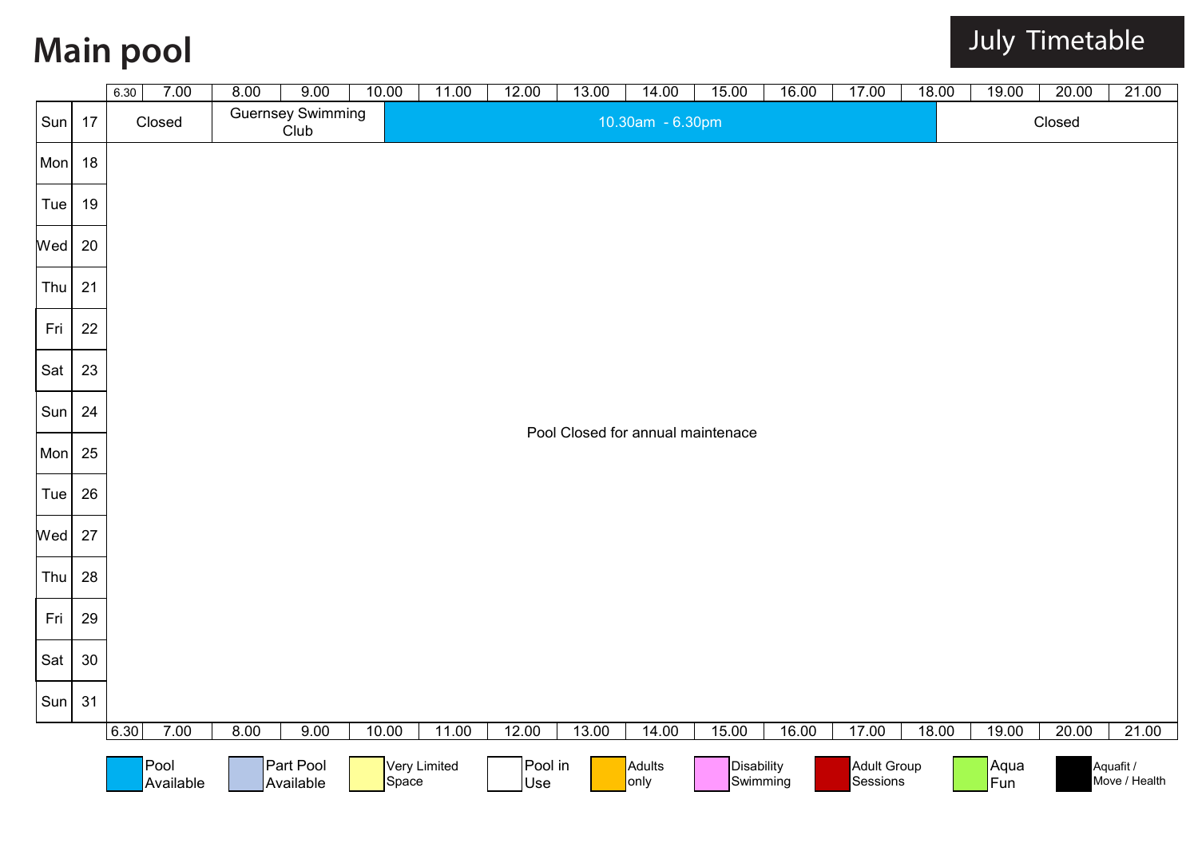# Main pool

**July Timetable**

| | | 6.30 | 7.00 | 8.00 | 9.00 | 10.00 | 11.00 | 12.00 | 13.00 | 14.00 | 15.00 | 16.00 | 17.00 | 18.00 | 19.00 | 20.00 | 21.00 |
|---|---|---|---|---|---|---|---|---|---|---|---|---|---|---|---|---|---|
| Sun | 17 | Closed | | Guernsey Swimming Club | | 10.30am - 6.30pm | | | | | | | | | Closed | | |
| Mon | 18 | Pool Closed for annual maintenace | | | | | | | | | | | | | | | |
| Tue | 19 | | | | | | | | | | | | | | | | |
| Wed | 20 | | | | | | | | | | | | | | | | |
| Thu | 21 | | | | | | | | | | | | | | | | |
| Fri | 22 | | | | | | | | | | | | | | | | |
| Sat | 23 | | | | | | | | | | | | | | | | |
| Sun | 24 | | | | | | | | | | | | | | | | |
| Mon | 25 | | | | | | | | | | | | | | | | |
| Tue | 26 | | | | | | | | | | | | | | | | |
| Wed | 27 | | | | | | | | | | | | | | | | |
| Thu | 28 | | | | | | | | | | | | | | | | |
| Fri | 29 | | | | | | | | | | | | | | | | |
| Sat | 30 | | | | | | | | | | | | | | | | |
| Sun | 31 | | | | | | | | | | | | | | | | |

Key: Pool Available | Part Pool Available | Very Limited Space | Pool in Use | Adults only | Disability Swimming | Adult Group Sessions | Aqua Fun | Aquafit / Move / Health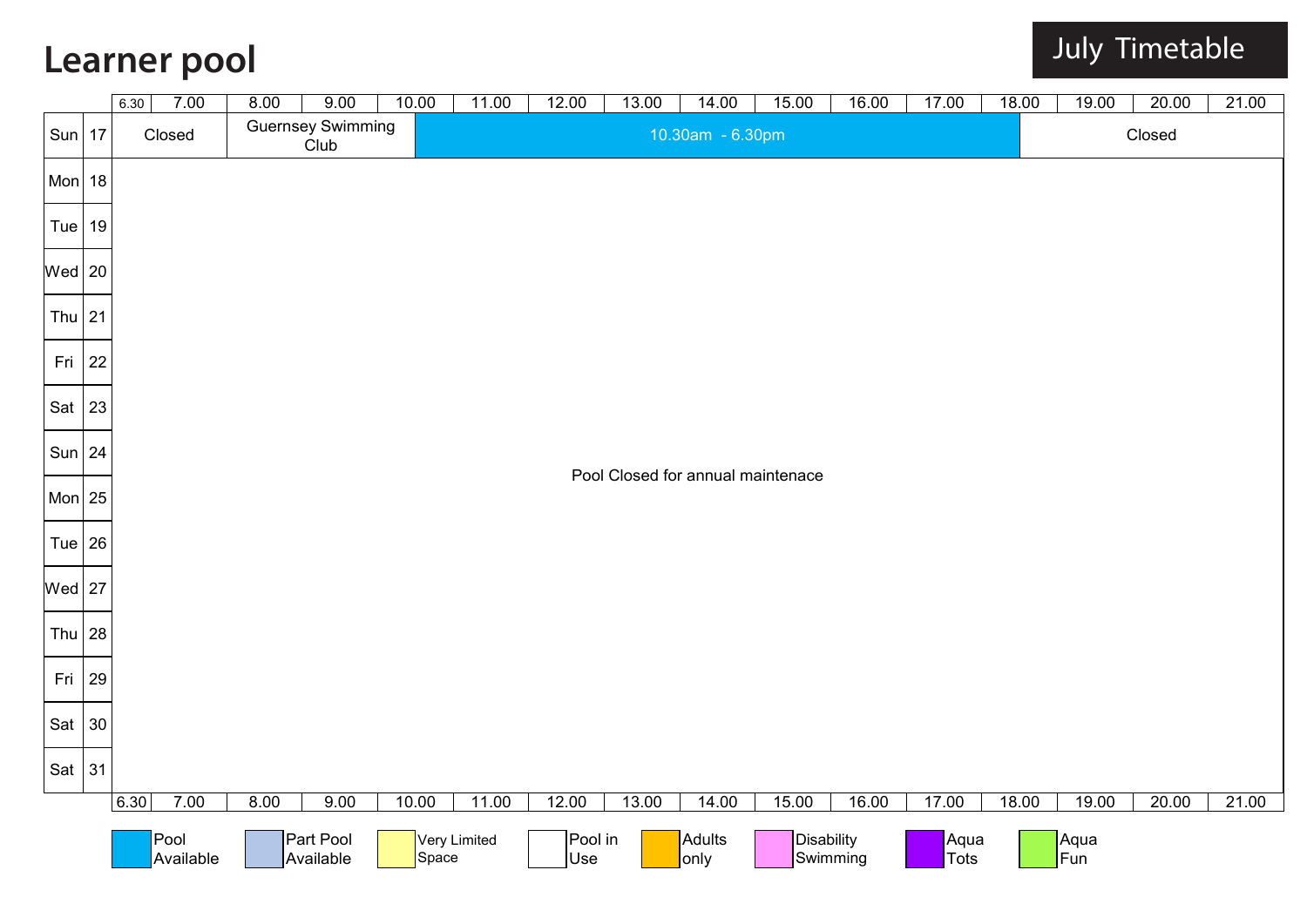# Learner pool

July Timetable

| | | 6.30 | 7.00 | 8.00 | 9.00 | 10.00 | 11.00 | 12.00 | 13.00 | 14.00 | 15.00 | 16.00 | 17.00 | 18.00 | 19.00 | 20.00 | 21.00 |
|---|---|---|---|---|---|---|---|---|---|---|---|---|---|---|---|---|---|
| Sun | 17 | Closed | | Guernsey Swimming Club | | 10.30am - 6.30pm | | | | | | | | Closed | | | |
| Mon | 18 | Pool Closed for annual maintenace | | | | | | | | | | | | | | | |
| Tue | 19 | | | | | | | | | | | | | | | | |
| Wed | 20 | | | | | | | | | | | | | | | | |
| Thu | 21 | | | | | | | | | | | | | | | | |
| Fri | 22 | | | | | | | | | | | | | | | | |
| Sat | 23 | | | | | | | | | | | | | | | | |
| Sun | 24 | | | | | | | | | | | | | | | | |
| Mon | 25 | | | | | | | | | | | | | | | | |
| Tue | 26 | | | | | | | | | | | | | | | | |
| Wed | 27 | | | | | | | | | | | | | | | | |
| Thu | 28 | | | | | | | | | | | | | | | | |
| Fri | 29 | | | | | | | | | | | | | | | | |
| Sat | 30 | | | | | | | | | | | | | | | | |
| Sat | 31 | | | | | | | | | | | | | | | | |

Pool Available | Part Pool Available | Very Limited Space | Pool in Use | Adults only | Disability Swimming | Aqua Tots | Aqua Fun